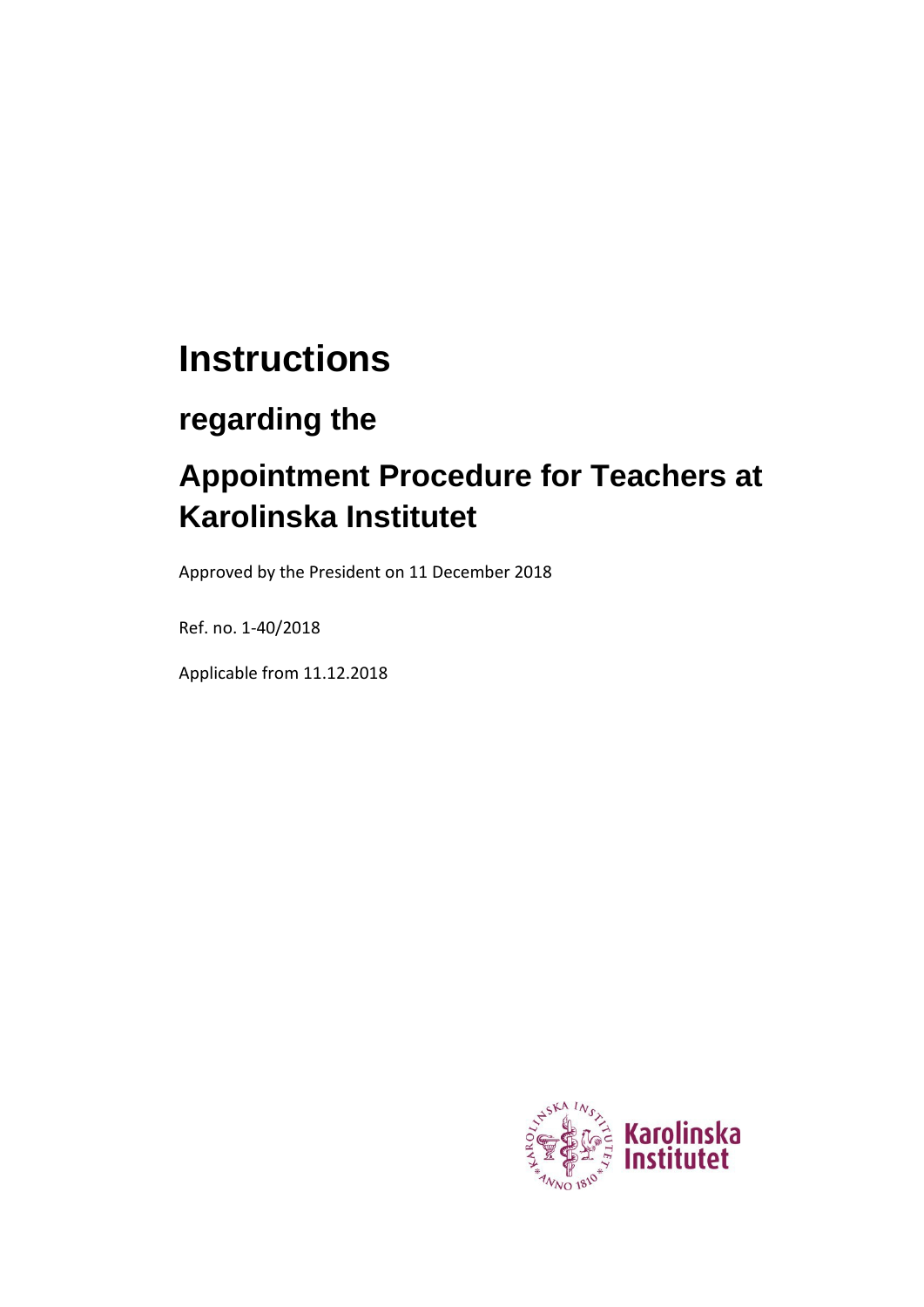# Instructions

## regarding the

## Appointment Procedure for Teachers at Karolinska Institutet

Approved by the President on 11 December 2018

Ref. no. 1-40/2018

Applicable from 11.12.2018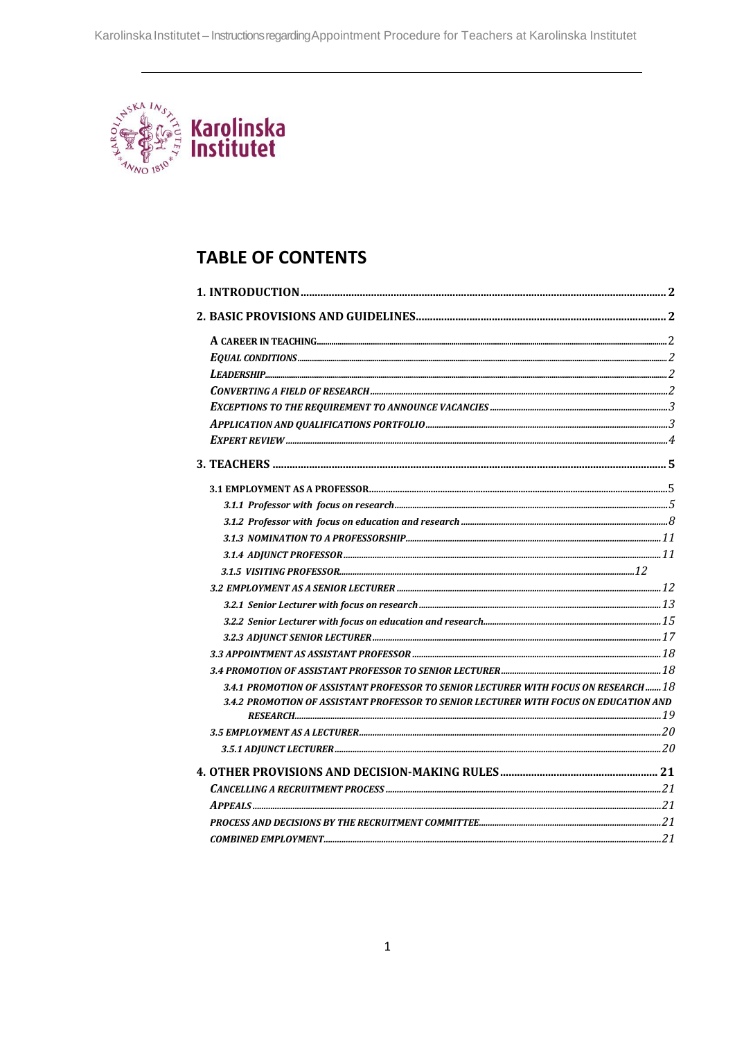# TABLE OF CONTENTS

**1. INTRODUCTION** ..... 2

**2. BASIC PROVISIONS AND GUIDELINES** ..... 2

- *A CAREER IN TEACHING* ..... 2
- *EQUAL CONDITIONS* ..... 2
- *LEADERSHIP* ..... 2
- *CONVERTING A FIELD OF RESEARCH* ..... 2
- *EXCEPTIONS TO THE REQUIREMENT TO ANNOUNCE VACANCIES* ..... 3
- *APPLICATION AND QUALIFICATIONS PORTFOLIO* ..... 3
- *EXPERT REVIEW* ..... 4

**3. TEACHERS** ..... 5

- **3.1 EMPLOYMENT AS A PROFESSOR** ..... 5
  - *3.1.1 Professor with focus on research* ..... 5
  - *3.1.2 Professor with focus on education and research* ..... 8
  - *3.1.3 NOMINATION TO A PROFESSORSHIP* ..... 11
  - *3.1.4 ADJUNCT PROFESSOR* ..... 11
  - *3.1.5 VISITING PROFESSOR* ..... 12
- *3.2 EMPLOYMENT AS A SENIOR LECTURER* ..... 12
  - *3.2.1 Senior Lecturer with focus on research* ..... 13
  - *3.2.2 Senior Lecturer with focus on education and research* ..... 15
  - *3.2.3 ADJUNCT SENIOR LECTURER* ..... 17
- *3.3 APPOINTMENT AS ASSISTANT PROFESSOR* ..... 18
- *3.4 PROMOTION OF ASSISTANT PROFESSOR TO SENIOR LECTURER* ..... 18
  - *3.4.1 PROMOTION OF ASSISTANT PROFESSOR TO SENIOR LECTURER WITH FOCUS ON RESEARCH* ..... 18
  - *3.4.2 PROMOTION OF ASSISTANT PROFESSOR TO SENIOR LECTURER WITH FOCUS ON EDUCATION AND RESEARCH* ..... 19
- *3.5 EMPLOYMENT AS A LECTURER* ..... 20
  - *3.5.1 ADJUNCT LECTURER* ..... 20

**4. OTHER PROVISIONS AND DECISION-MAKING RULES** ..... 21

- *CANCELLING A RECRUITMENT PROCESS* ..... 21
- *APPEALS* ..... 21
- *PROCESS AND DECISIONS BY THE RECRUITMENT COMMITTEE* ..... 21
- *COMBINED EMPLOYMENT* ..... 21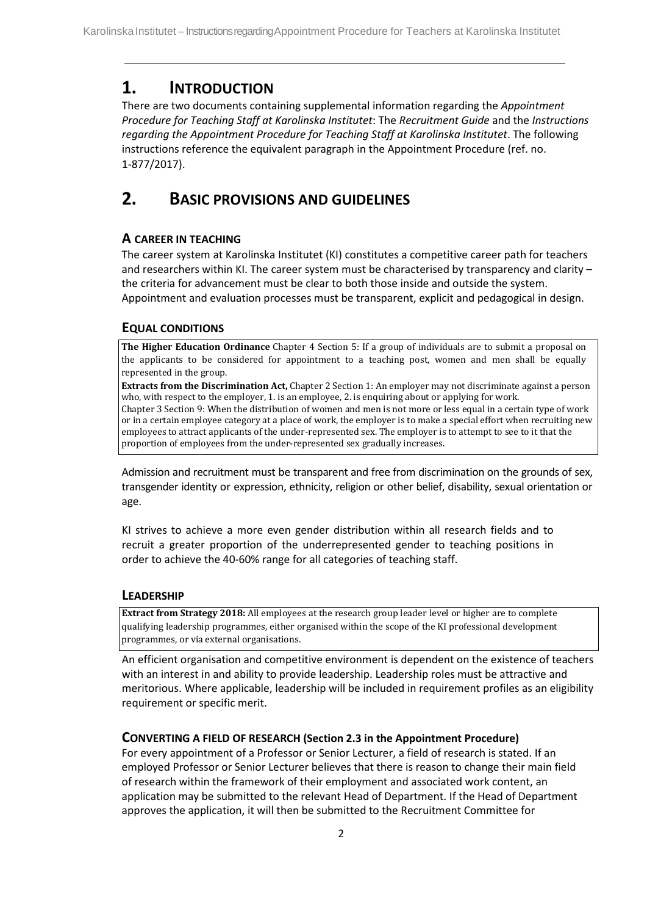# 1. INTRODUCTION

There are two documents containing supplemental information regarding the *Appointment Procedure for Teaching Staff at Karolinska Institutet*: The *Recruitment Guide* and the *Instructions regarding the Appointment Procedure for Teaching Staff at Karolinska Institutet*. The following instructions reference the equivalent paragraph in the Appointment Procedure (ref. no. 1-877/2017).

# 2. BASIC PROVISIONS AND GUIDELINES

### A CAREER IN TEACHING

The career system at Karolinska Institutet (KI) constitutes a competitive career path for teachers and researchers within KI. The career system must be characterised by transparency and clarity – the criteria for advancement must be clear to both those inside and outside the system. Appointment and evaluation processes must be transparent, explicit and pedagogical in design.

### EQUAL CONDITIONS

> **The Higher Education Ordinance** Chapter 4 Section 5: If a group of individuals are to submit a proposal on the applicants to be considered for appointment to a teaching post, women and men shall be equally represented in the group.
>
> **Extracts from the Discrimination Act,** Chapter 2 Section 1: An employer may not discriminate against a person who, with respect to the employer, 1. is an employee, 2. is enquiring about or applying for work.
> Chapter 3 Section 9: When the distribution of women and men is not more or less equal in a certain type of work or in a certain employee category at a place of work, the employer is to make a special effort when recruiting new employees to attract applicants of the under-represented sex. The employer is to attempt to see to it that the proportion of employees from the under-represented sex gradually increases.

Admission and recruitment must be transparent and free from discrimination on the grounds of sex, transgender identity or expression, ethnicity, religion or other belief, disability, sexual orientation or age.

KI strives to achieve a more even gender distribution within all research fields and to recruit a greater proportion of the underrepresented gender to teaching positions in order to achieve the 40-60% range for all categories of teaching staff.

### LEADERSHIP

> **Extract from Strategy 2018:** All employees at the research group leader level or higher are to complete qualifying leadership programmes, either organised within the scope of the KI professional development programmes, or via external organisations.

An efficient organisation and competitive environment is dependent on the existence of teachers with an interest in and ability to provide leadership. Leadership roles must be attractive and meritorious. Where applicable, leadership will be included in requirement profiles as an eligibility requirement or specific merit.

### CONVERTING A FIELD OF RESEARCH (Section 2.3 in the Appointment Procedure)

For every appointment of a Professor or Senior Lecturer, a field of research is stated. If an employed Professor or Senior Lecturer believes that there is reason to change their main field of research within the framework of their employment and associated work content, an application may be submitted to the relevant Head of Department. If the Head of Department approves the application, it will then be submitted to the Recruitment Committee for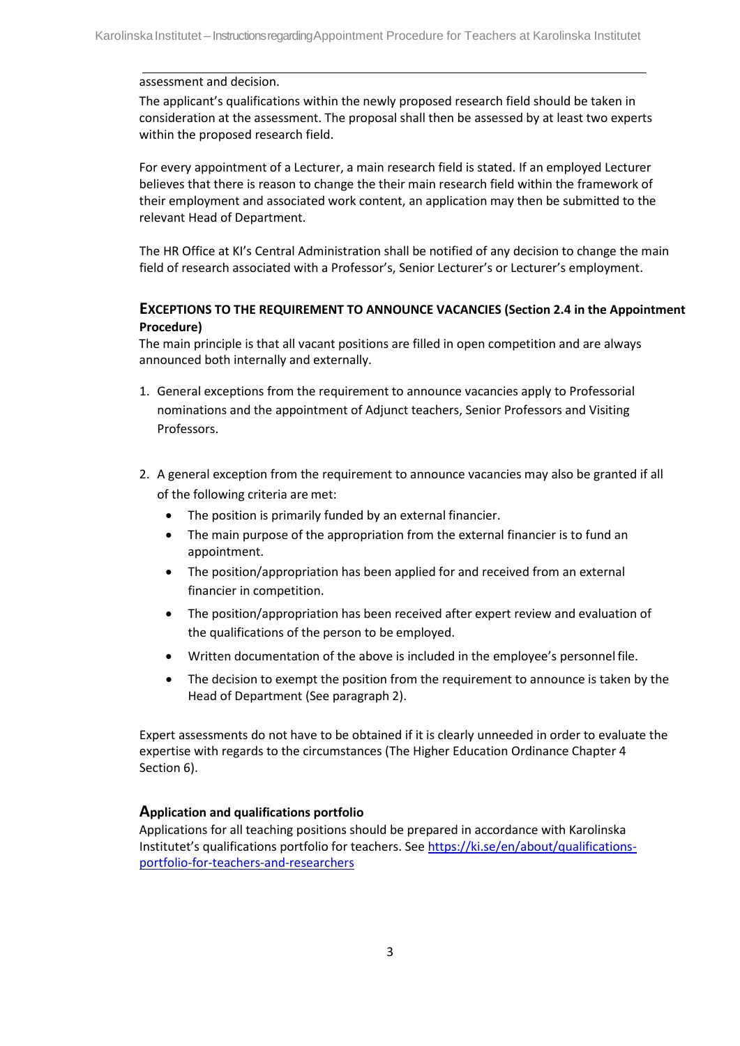assessment and decision.

The applicant's qualifications within the newly proposed research field should be taken in consideration at the assessment. The proposal shall then be assessed by at least two experts within the proposed research field.

For every appointment of a Lecturer, a main research field is stated. If an employed Lecturer believes that there is reason to change the their main research field within the framework of their employment and associated work content, an application may then be submitted to the relevant Head of Department.

The HR Office at KI's Central Administration shall be notified of any decision to change the main field of research associated with a Professor's, Senior Lecturer's or Lecturer's employment.

### EXCEPTIONS TO THE REQUIREMENT TO ANNOUNCE VACANCIES (Section 2.4 in the Appointment Procedure)

The main principle is that all vacant positions are filled in open competition and are always announced both internally and externally.

1. General exceptions from the requirement to announce vacancies apply to Professorial nominations and the appointment of Adjunct teachers, Senior Professors and Visiting Professors.

2. A general exception from the requirement to announce vacancies may also be granted if all of the following criteria are met:
   - The position is primarily funded by an external financier.
   - The main purpose of the appropriation from the external financier is to fund an appointment.
   - The position/appropriation has been applied for and received from an external financier in competition.
   - The position/appropriation has been received after expert review and evaluation of the qualifications of the person to be employed.
   - Written documentation of the above is included in the employee's personnel file.
   - The decision to exempt the position from the requirement to announce is taken by the Head of Department (See paragraph 2).

Expert assessments do not have to be obtained if it is clearly unneeded in order to evaluate the expertise with regards to the circumstances (The Higher Education Ordinance Chapter 4 Section 6).

### Application and qualifications portfolio

Applications for all teaching positions should be prepared in accordance with Karolinska Institutet's qualifications portfolio for teachers. See https://ki.se/en/about/qualifications-portfolio-for-teachers-and-researchers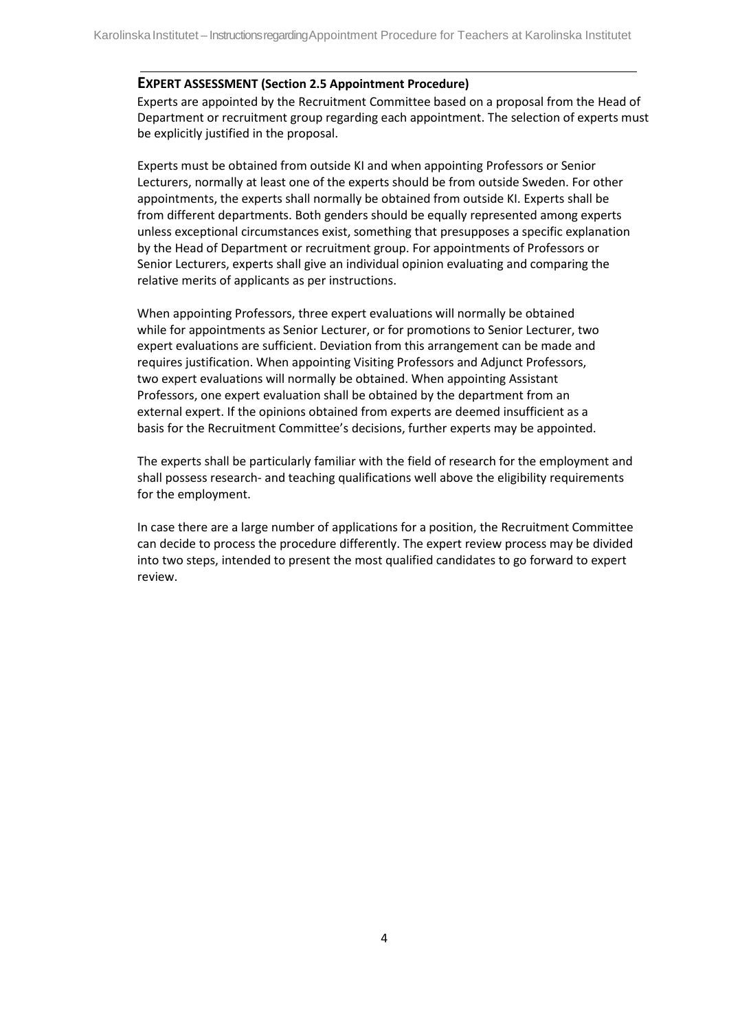## EXPERT ASSESSMENT (Section 2.5 Appointment Procedure)

Experts are appointed by the Recruitment Committee based on a proposal from the Head of Department or recruitment group regarding each appointment. The selection of experts must be explicitly justified in the proposal.

Experts must be obtained from outside KI and when appointing Professors or Senior Lecturers, normally at least one of the experts should be from outside Sweden. For other appointments, the experts shall normally be obtained from outside KI. Experts shall be from different departments. Both genders should be equally represented among experts unless exceptional circumstances exist, something that presupposes a specific explanation by the Head of Department or recruitment group. For appointments of Professors or Senior Lecturers, experts shall give an individual opinion evaluating and comparing the relative merits of applicants as per instructions.

When appointing Professors, three expert evaluations will normally be obtained while for appointments as Senior Lecturer, or for promotions to Senior Lecturer, two expert evaluations are sufficient. Deviation from this arrangement can be made and requires justification. When appointing Visiting Professors and Adjunct Professors, two expert evaluations will normally be obtained. When appointing Assistant Professors, one expert evaluation shall be obtained by the department from an external expert. If the opinions obtained from experts are deemed insufficient as a basis for the Recruitment Committee's decisions, further experts may be appointed.

The experts shall be particularly familiar with the field of research for the employment and shall possess research- and teaching qualifications well above the eligibility requirements for the employment.

In case there are a large number of applications for a position, the Recruitment Committee can decide to process the procedure differently. The expert review process may be divided into two steps, intended to present the most qualified candidates to go forward to expert review.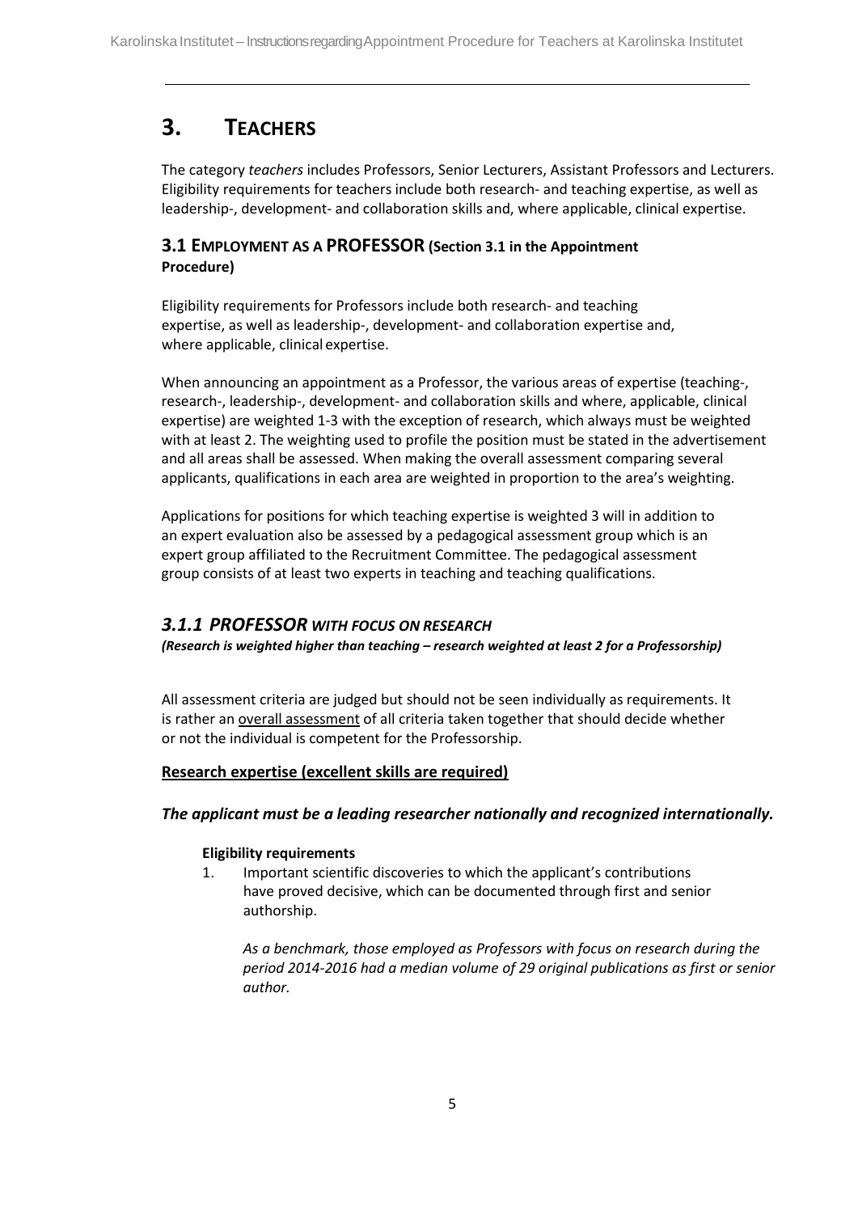# 3. TEACHERS

The category *teachers* includes Professors, Senior Lecturers, Assistant Professors and Lecturers. Eligibility requirements for teachers include both research- and teaching expertise, as well as leadership-, development- and collaboration skills and, where applicable, clinical expertise.

## 3.1 EMPLOYMENT AS A PROFESSOR (Section 3.1 in the Appointment Procedure)

Eligibility requirements for Professors include both research- and teaching expertise, as well as leadership-, development- and collaboration expertise and, where applicable, clinical expertise.

When announcing an appointment as a Professor, the various areas of expertise (teaching-, research-, leadership-, development- and collaboration skills and where, applicable, clinical expertise) are weighted 1-3 with the exception of research, which always must be weighted with at least 2. The weighting used to profile the position must be stated in the advertisement and all areas shall be assessed. When making the overall assessment comparing several applicants, qualifications in each area are weighted in proportion to the area's weighting.

Applications for positions for which teaching expertise is weighted 3 will in addition to an expert evaluation also be assessed by a pedagogical assessment group which is an expert group affiliated to the Recruitment Committee. The pedagogical assessment group consists of at least two experts in teaching and teaching qualifications.

### *3.1.1 PROFESSOR WITH FOCUS ON RESEARCH*

***(Research is weighted higher than teaching – research weighted at least 2 for a Professorship)***

All assessment criteria are judged but should not be seen individually as requirements. It is rather an overall assessment of all criteria taken together that should decide whether or not the individual is competent for the Professorship.

**Research expertise (excellent skills are required)**

***The applicant must be a leading researcher nationally and recognized internationally.***

**Eligibility requirements**

1. Important scientific discoveries to which the applicant's contributions have proved decisive, which can be documented through first and senior authorship.

   *As a benchmark, those employed as Professors with focus on research during the period 2014-2016 had a median volume of 29 original publications as first or senior author.*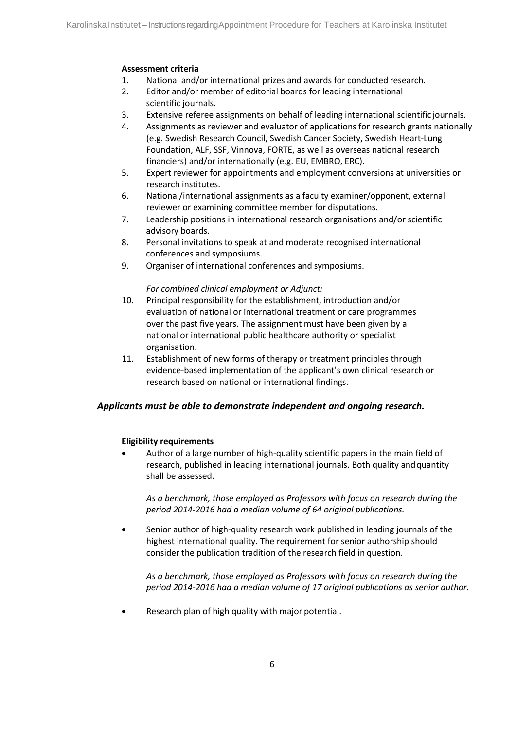**Assessment criteria**

1. National and/or international prizes and awards for conducted research.
2. Editor and/or member of editorial boards for leading international scientific journals.
3. Extensive referee assignments on behalf of leading international scientific journals.
4. Assignments as reviewer and evaluator of applications for research grants nationally (e.g. Swedish Research Council, Swedish Cancer Society, Swedish Heart-Lung Foundation, ALF, SSF, Vinnova, FORTE, as well as overseas national research financiers) and/or internationally (e.g. EU, EMBRO, ERC).
5. Expert reviewer for appointments and employment conversions at universities or research institutes.
6. National/international assignments as a faculty examiner/opponent, external reviewer or examining committee member for disputations.
7. Leadership positions in international research organisations and/or scientific advisory boards.
8. Personal invitations to speak at and moderate recognised international conferences and symposiums.
9. Organiser of international conferences and symposiums.

*For combined clinical employment or Adjunct:*

10. Principal responsibility for the establishment, introduction and/or evaluation of national or international treatment or care programmes over the past five years. The assignment must have been given by a national or international public healthcare authority or specialist organisation.
11. Establishment of new forms of therapy or treatment principles through evidence-based implementation of the applicant's own clinical research or research based on national or international findings.

***Applicants must be able to demonstrate independent and ongoing research.***

**Eligibility requirements**

- Author of a large number of high-quality scientific papers in the main field of research, published in leading international journals. Both quality and quantity shall be assessed.

  *As a benchmark, those employed as Professors with focus on research during the period 2014-2016 had a median volume of 64 original publications.*

- Senior author of high-quality research work published in leading journals of the highest international quality. The requirement for senior authorship should consider the publication tradition of the research field in question.

  *As a benchmark, those employed as Professors with focus on research during the period 2014-2016 had a median volume of 17 original publications as senior author.*

- Research plan of high quality with major potential.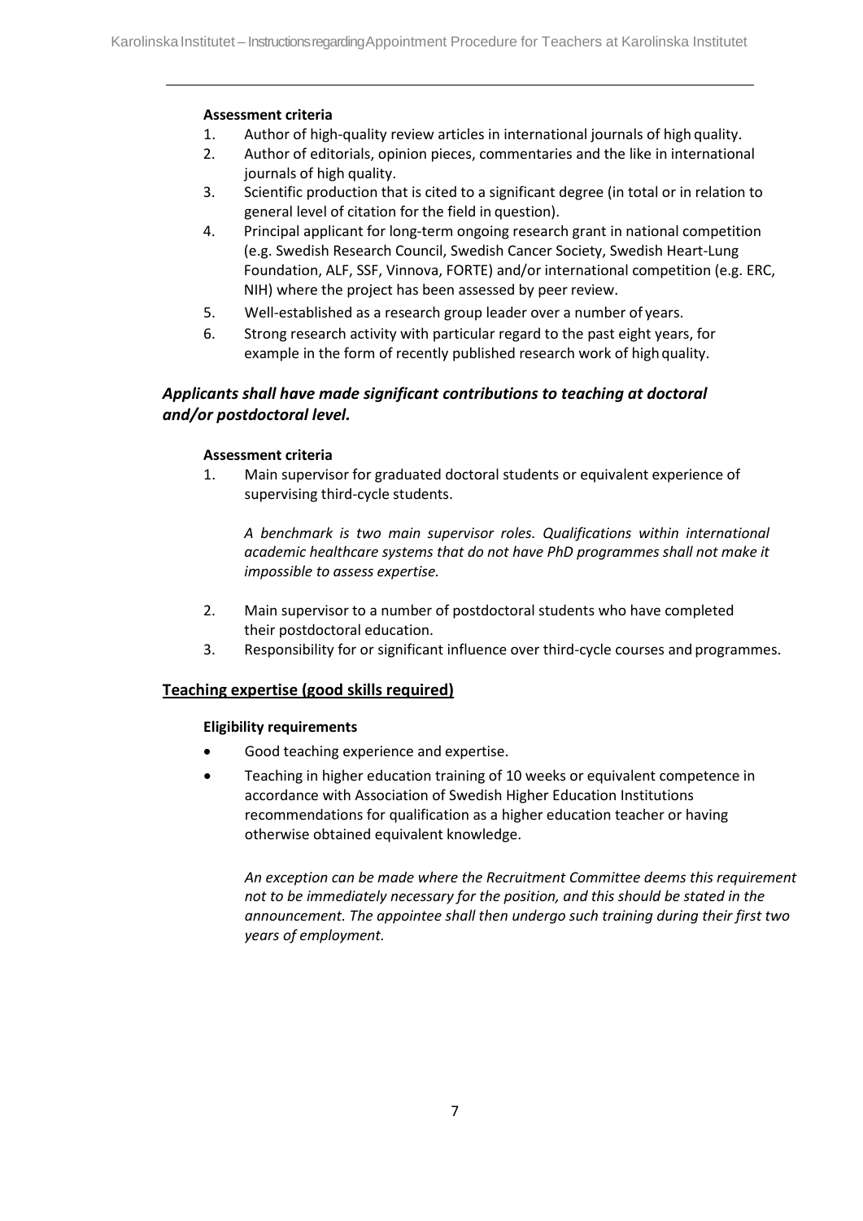#### Assessment criteria

1. Author of high-quality review articles in international journals of high quality.
2. Author of editorials, opinion pieces, commentaries and the like in international journals of high quality.
3. Scientific production that is cited to a significant degree (in total or in relation to general level of citation for the field in question).
4. Principal applicant for long-term ongoing research grant in national competition (e.g. Swedish Research Council, Swedish Cancer Society, Swedish Heart-Lung Foundation, ALF, SSF, Vinnova, FORTE) and/or international competition (e.g. ERC, NIH) where the project has been assessed by peer review.
5. Well-established as a research group leader over a number of years.
6. Strong research activity with particular regard to the past eight years, for example in the form of recently published research work of high quality.

### *Applicants shall have made significant contributions to teaching at doctoral and/or postdoctoral level.*

#### Assessment criteria

1. Main supervisor for graduated doctoral students or equivalent experience of supervising third-cycle students.

   *A benchmark is two main supervisor roles. Qualifications within international academic healthcare systems that do not have PhD programmes shall not make it impossible to assess expertise.*

2. Main supervisor to a number of postdoctoral students who have completed their postdoctoral education.
3. Responsibility for or significant influence over third-cycle courses and programmes.

### Teaching expertise (good skills required)

#### Eligibility requirements

- Good teaching experience and expertise.
- Teaching in higher education training of 10 weeks or equivalent competence in accordance with Association of Swedish Higher Education Institutions recommendations for qualification as a higher education teacher or having otherwise obtained equivalent knowledge.

  *An exception can be made where the Recruitment Committee deems this requirement not to be immediately necessary for the position, and this should be stated in the announcement. The appointee shall then undergo such training during their first two years of employment.*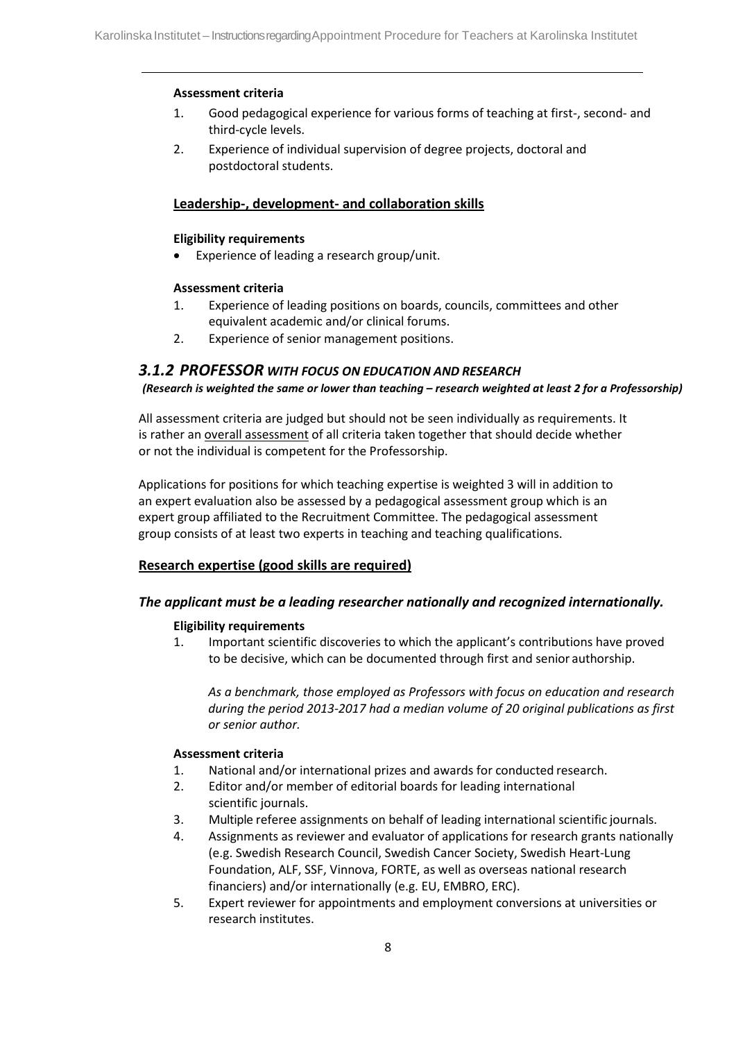**Assessment criteria**

1. Good pedagogical experience for various forms of teaching at first-, second- and third-cycle levels.
2. Experience of individual supervision of degree projects, doctoral and postdoctoral students.

### Leadership-, development- and collaboration skills

**Eligibility requirements**

- Experience of leading a research group/unit.

**Assessment criteria**

1. Experience of leading positions on boards, councils, committees and other equivalent academic and/or clinical forums.
2. Experience of senior management positions.

## *3.1.2 PROFESSOR WITH FOCUS ON EDUCATION AND RESEARCH*

***(Research is weighted the same or lower than teaching – research weighted at least 2 for a Professorship)***

All assessment criteria are judged but should not be seen individually as requirements. It is rather an overall assessment of all criteria taken together that should decide whether or not the individual is competent for the Professorship.

Applications for positions for which teaching expertise is weighted 3 will in addition to an expert evaluation also be assessed by a pedagogical assessment group which is an expert group affiliated to the Recruitment Committee. The pedagogical assessment group consists of at least two experts in teaching and teaching qualifications.

### Research expertise (good skills are required)

### *The applicant must be a leading researcher nationally and recognized internationally.*

**Eligibility requirements**

1. Important scientific discoveries to which the applicant's contributions have proved to be decisive, which can be documented through first and senior authorship.

   *As a benchmark, those employed as Professors with focus on education and research during the period 2013-2017 had a median volume of 20 original publications as first or senior author.*

**Assessment criteria**

1. National and/or international prizes and awards for conducted research.
2. Editor and/or member of editorial boards for leading international scientific journals.
3. Multiple referee assignments on behalf of leading international scientific journals.
4. Assignments as reviewer and evaluator of applications for research grants nationally (e.g. Swedish Research Council, Swedish Cancer Society, Swedish Heart-Lung Foundation, ALF, SSF, Vinnova, FORTE, as well as overseas national research financiers) and/or internationally (e.g. EU, EMBRO, ERC).
5. Expert reviewer for appointments and employment conversions at universities or research institutes.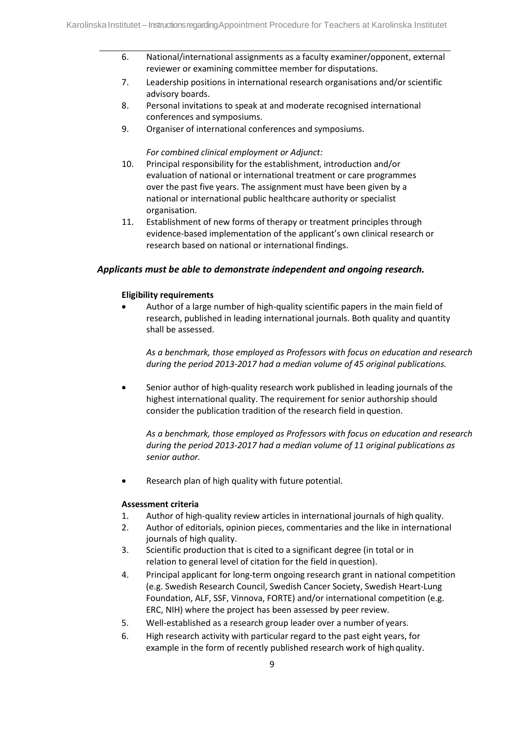6. National/international assignments as a faculty examiner/opponent, external reviewer or examining committee member for disputations.
7. Leadership positions in international research organisations and/or scientific advisory boards.
8. Personal invitations to speak at and moderate recognised international conferences and symposiums.
9. Organiser of international conferences and symposiums.

*For combined clinical employment or Adjunct:*

10. Principal responsibility for the establishment, introduction and/or evaluation of national or international treatment or care programmes over the past five years. The assignment must have been given by a national or international public healthcare authority or specialist organisation.
11. Establishment of new forms of therapy or treatment principles through evidence-based implementation of the applicant's own clinical research or research based on national or international findings.

### *Applicants must be able to demonstrate independent and ongoing research.*

**Eligibility requirements**

- Author of a large number of high-quality scientific papers in the main field of research, published in leading international journals. Both quality and quantity shall be assessed.

  *As a benchmark, those employed as Professors with focus on education and research during the period 2013-2017 had a median volume of 45 original publications.*

- Senior author of high-quality research work published in leading journals of the highest international quality. The requirement for senior authorship should consider the publication tradition of the research field in question.

  *As a benchmark, those employed as Professors with focus on education and research during the period 2013-2017 had a median volume of 11 original publications as senior author.*

- Research plan of high quality with future potential.

**Assessment criteria**

1. Author of high-quality review articles in international journals of high quality.
2. Author of editorials, opinion pieces, commentaries and the like in international journals of high quality.
3. Scientific production that is cited to a significant degree (in total or in relation to general level of citation for the field in question).
4. Principal applicant for long-term ongoing research grant in national competition (e.g. Swedish Research Council, Swedish Cancer Society, Swedish Heart-Lung Foundation, ALF, SSF, Vinnova, FORTE) and/or international competition (e.g. ERC, NIH) where the project has been assessed by peer review.
5. Well-established as a research group leader over a number of years.
6. High research activity with particular regard to the past eight years, for example in the form of recently published research work of high quality.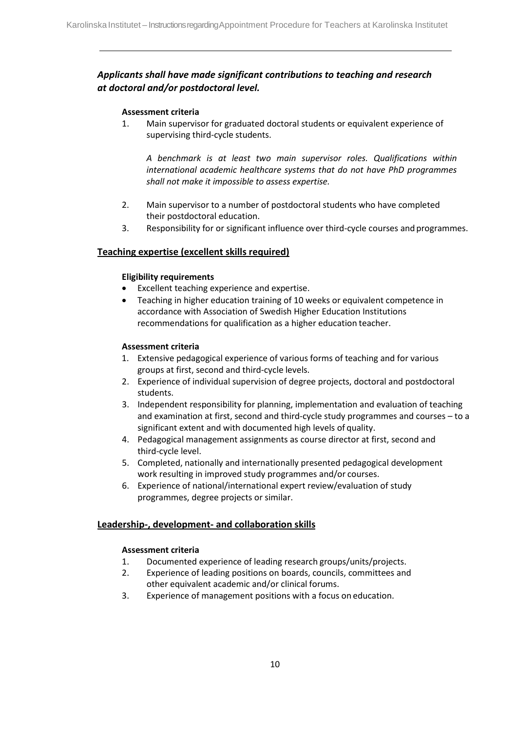***Applicants shall have made significant contributions to teaching and research at doctoral and/or postdoctoral level.***

**Assessment criteria**

1. Main supervisor for graduated doctoral students or equivalent experience of supervising third-cycle students.

   *A benchmark is at least two main supervisor roles. Qualifications within international academic healthcare systems that do not have PhD programmes shall not make it impossible to assess expertise.*

2. Main supervisor to a number of postdoctoral students who have completed their postdoctoral education.
3. Responsibility for or significant influence over third-cycle courses and programmes.

## Teaching expertise (excellent skills required)

**Eligibility requirements**

- Excellent teaching experience and expertise.
- Teaching in higher education training of 10 weeks or equivalent competence in accordance with Association of Swedish Higher Education Institutions recommendations for qualification as a higher education teacher.

**Assessment criteria**

1. Extensive pedagogical experience of various forms of teaching and for various groups at first, second and third-cycle levels.
2. Experience of individual supervision of degree projects, doctoral and postdoctoral students.
3. Independent responsibility for planning, implementation and evaluation of teaching and examination at first, second and third-cycle study programmes and courses – to a significant extent and with documented high levels of quality.
4. Pedagogical management assignments as course director at first, second and third-cycle level.
5. Completed, nationally and internationally presented pedagogical development work resulting in improved study programmes and/or courses.
6. Experience of national/international expert review/evaluation of study programmes, degree projects or similar.

## Leadership-, development- and collaboration skills

**Assessment criteria**

1. Documented experience of leading research groups/units/projects.
2. Experience of leading positions on boards, councils, committees and other equivalent academic and/or clinical forums.
3. Experience of management positions with a focus on education.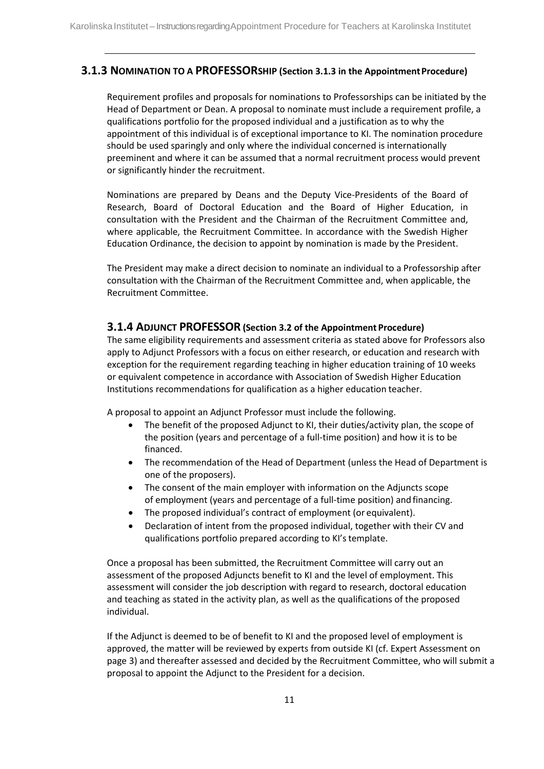### 3.1.3 NOMINATION TO A PROFESSORSHIP (Section 3.1.3 in the Appointment Procedure)

Requirement profiles and proposals for nominations to Professorships can be initiated by the Head of Department or Dean. A proposal to nominate must include a requirement profile, a qualifications portfolio for the proposed individual and a justification as to why the appointment of this individual is of exceptional importance to KI. The nomination procedure should be used sparingly and only where the individual concerned is internationally preeminent and where it can be assumed that a normal recruitment process would prevent or significantly hinder the recruitment.

Nominations are prepared by Deans and the Deputy Vice-Presidents of the Board of Research, Board of Doctoral Education and the Board of Higher Education, in consultation with the President and the Chairman of the Recruitment Committee and, where applicable, the Recruitment Committee. In accordance with the Swedish Higher Education Ordinance, the decision to appoint by nomination is made by the President.

The President may make a direct decision to nominate an individual to a Professorship after consultation with the Chairman of the Recruitment Committee and, when applicable, the Recruitment Committee.

### 3.1.4 ADJUNCT PROFESSOR (Section 3.2 of the Appointment Procedure)

The same eligibility requirements and assessment criteria as stated above for Professors also apply to Adjunct Professors with a focus on either research, or education and research with exception for the requirement regarding teaching in higher education training of 10 weeks or equivalent competence in accordance with Association of Swedish Higher Education Institutions recommendations for qualification as a higher education teacher.

A proposal to appoint an Adjunct Professor must include the following.

- The benefit of the proposed Adjunct to KI, their duties/activity plan, the scope of the position (years and percentage of a full-time position) and how it is to be financed.
- The recommendation of the Head of Department (unless the Head of Department is one of the proposers).
- The consent of the main employer with information on the Adjuncts scope of employment (years and percentage of a full-time position) and financing.
- The proposed individual's contract of employment (or equivalent).
- Declaration of intent from the proposed individual, together with their CV and qualifications portfolio prepared according to KI's template.

Once a proposal has been submitted, the Recruitment Committee will carry out an assessment of the proposed Adjuncts benefit to KI and the level of employment. This assessment will consider the job description with regard to research, doctoral education and teaching as stated in the activity plan, as well as the qualifications of the proposed individual.

If the Adjunct is deemed to be of benefit to KI and the proposed level of employment is approved, the matter will be reviewed by experts from outside KI (cf. Expert Assessment on page 3) and thereafter assessed and decided by the Recruitment Committee, who will submit a proposal to appoint the Adjunct to the President for a decision.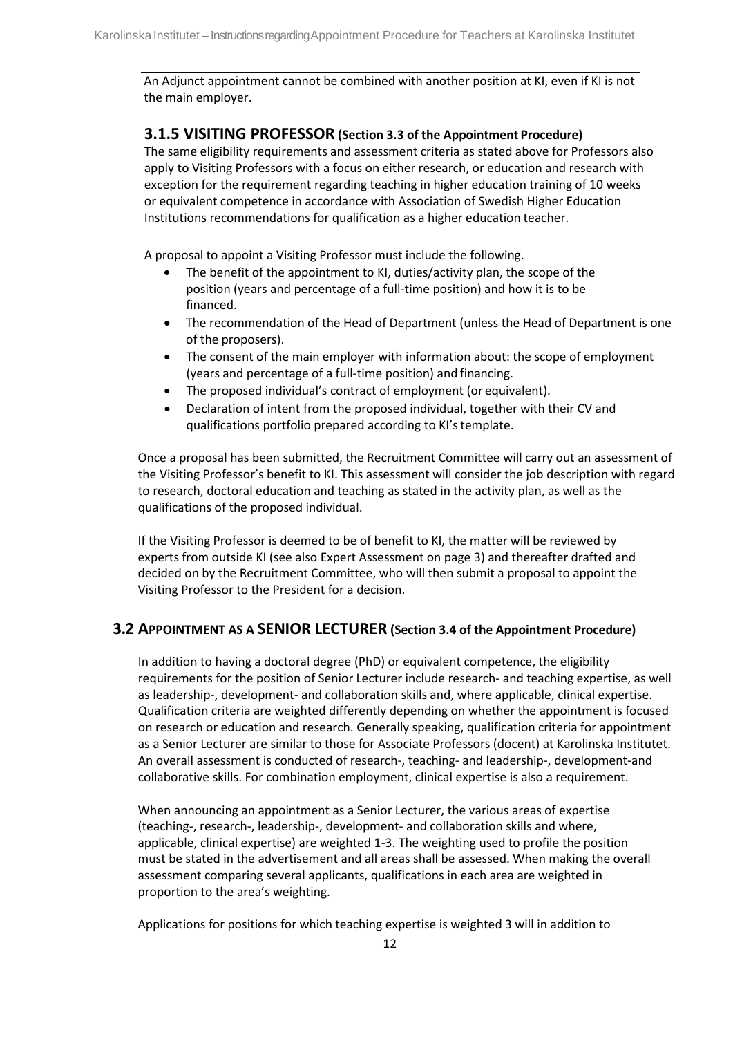An Adjunct appointment cannot be combined with another position at KI, even if KI is not the main employer.

### 3.1.5 VISITING PROFESSOR (Section 3.3 of the Appointment Procedure)

The same eligibility requirements and assessment criteria as stated above for Professors also apply to Visiting Professors with a focus on either research, or education and research with exception for the requirement regarding teaching in higher education training of 10 weeks or equivalent competence in accordance with Association of Swedish Higher Education Institutions recommendations for qualification as a higher education teacher.

A proposal to appoint a Visiting Professor must include the following.

- The benefit of the appointment to KI, duties/activity plan, the scope of the position (years and percentage of a full-time position) and how it is to be financed.
- The recommendation of the Head of Department (unless the Head of Department is one of the proposers).
- The consent of the main employer with information about: the scope of employment (years and percentage of a full-time position) and financing.
- The proposed individual's contract of employment (or equivalent).
- Declaration of intent from the proposed individual, together with their CV and qualifications portfolio prepared according to KI's template.

Once a proposal has been submitted, the Recruitment Committee will carry out an assessment of the Visiting Professor's benefit to KI. This assessment will consider the job description with regard to research, doctoral education and teaching as stated in the activity plan, as well as the qualifications of the proposed individual.

If the Visiting Professor is deemed to be of benefit to KI, the matter will be reviewed by experts from outside KI (see also Expert Assessment on page 3) and thereafter drafted and decided on by the Recruitment Committee, who will then submit a proposal to appoint the Visiting Professor to the President for a decision.

## 3.2 APPOINTMENT AS A SENIOR LECTURER (Section 3.4 of the Appointment Procedure)

In addition to having a doctoral degree (PhD) or equivalent competence, the eligibility requirements for the position of Senior Lecturer include research- and teaching expertise, as well as leadership-, development- and collaboration skills and, where applicable, clinical expertise. Qualification criteria are weighted differently depending on whether the appointment is focused on research or education and research. Generally speaking, qualification criteria for appointment as a Senior Lecturer are similar to those for Associate Professors (docent) at Karolinska Institutet. An overall assessment is conducted of research-, teaching- and leadership-, development-and collaborative skills. For combination employment, clinical expertise is also a requirement.

When announcing an appointment as a Senior Lecturer, the various areas of expertise (teaching-, research-, leadership-, development- and collaboration skills and where, applicable, clinical expertise) are weighted 1-3. The weighting used to profile the position must be stated in the advertisement and all areas shall be assessed. When making the overall assessment comparing several applicants, qualifications in each area are weighted in proportion to the area's weighting.

Applications for positions for which teaching expertise is weighted 3 will in addition to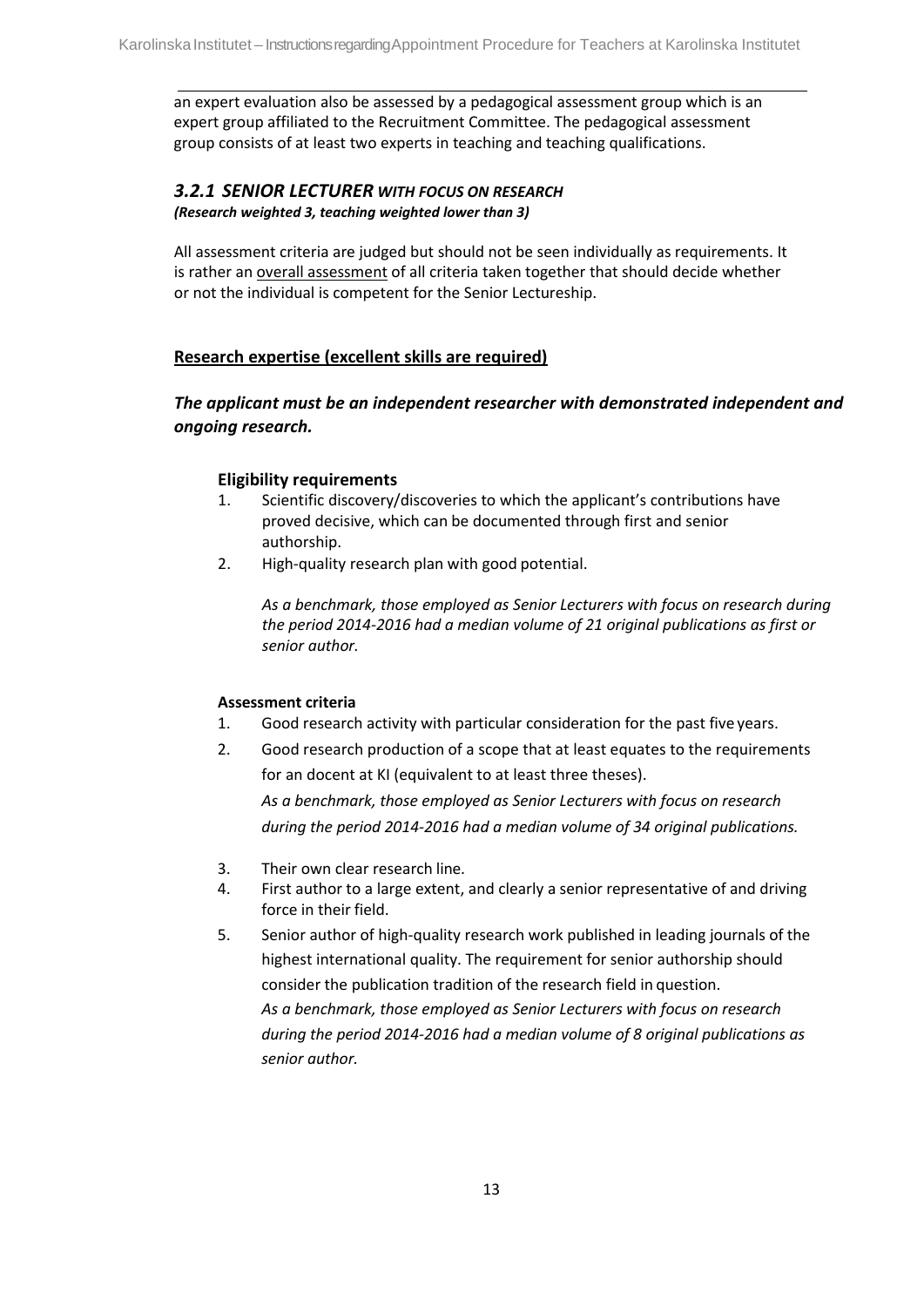an expert evaluation also be assessed by a pedagogical assessment group which is an expert group affiliated to the Recruitment Committee. The pedagogical assessment group consists of at least two experts in teaching and teaching qualifications.

### *3.2.1 SENIOR LECTURER WITH FOCUS ON RESEARCH*

***(Research weighted 3, teaching weighted lower than 3)***

All assessment criteria are judged but should not be seen individually as requirements. It is rather an overall assessment of all criteria taken together that should decide whether or not the individual is competent for the Senior Lectureship.

**Research expertise (excellent skills are required)**

***The applicant must be an independent researcher with demonstrated independent and ongoing research.***

**Eligibility requirements**

1. Scientific discovery/discoveries to which the applicant's contributions have proved decisive, which can be documented through first and senior authorship.
2. High-quality research plan with good potential.

   *As a benchmark, those employed as Senior Lecturers with focus on research during the period 2014-2016 had a median volume of 21 original publications as first or senior author.*

**Assessment criteria**

1. Good research activity with particular consideration for the past five years.
2. Good research production of a scope that at least equates to the requirements for an docent at KI (equivalent to at least three theses).

   *As a benchmark, those employed as Senior Lecturers with focus on research during the period 2014-2016 had a median volume of 34 original publications.*
3. Their own clear research line.
4. First author to a large extent, and clearly a senior representative of and driving force in their field.
5. Senior author of high-quality research work published in leading journals of the highest international quality. The requirement for senior authorship should consider the publication tradition of the research field in question.

   *As a benchmark, those employed as Senior Lecturers with focus on research during the period 2014-2016 had a median volume of 8 original publications as senior author.*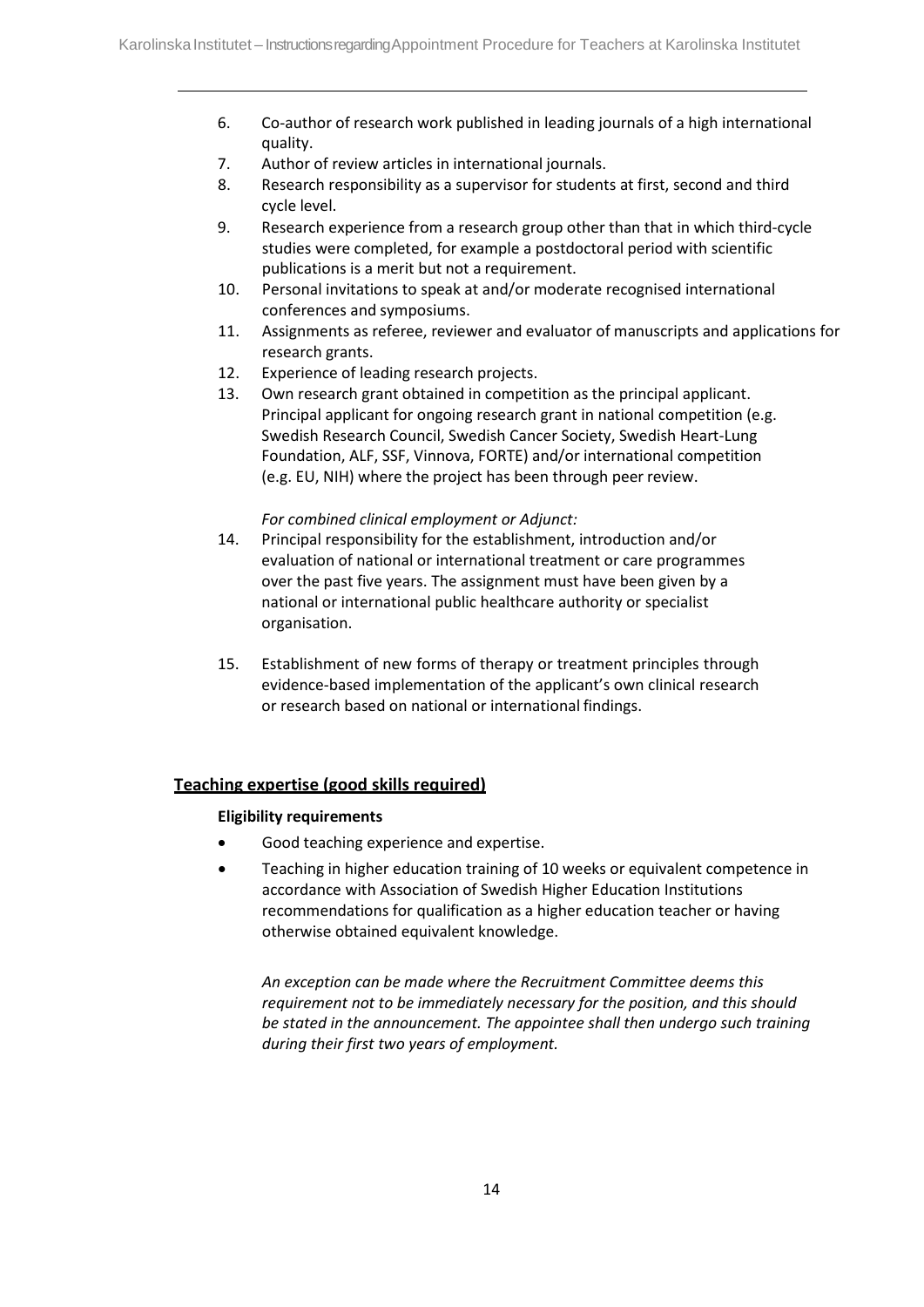6. Co-author of research work published in leading journals of a high international quality.
7. Author of review articles in international journals.
8. Research responsibility as a supervisor for students at first, second and third cycle level.
9. Research experience from a research group other than that in which third-cycle studies were completed, for example a postdoctoral period with scientific publications is a merit but not a requirement.
10. Personal invitations to speak at and/or moderate recognised international conferences and symposiums.
11. Assignments as referee, reviewer and evaluator of manuscripts and applications for research grants.
12. Experience of leading research projects.
13. Own research grant obtained in competition as the principal applicant. Principal applicant for ongoing research grant in national competition (e.g. Swedish Research Council, Swedish Cancer Society, Swedish Heart-Lung Foundation, ALF, SSF, Vinnova, FORTE) and/or international competition (e.g. EU, NIH) where the project has been through peer review.

*For combined clinical employment or Adjunct:*

14. Principal responsibility for the establishment, introduction and/or evaluation of national or international treatment or care programmes over the past five years. The assignment must have been given by a national or international public healthcare authority or specialist organisation.

15. Establishment of new forms of therapy or treatment principles through evidence-based implementation of the applicant's own clinical research or research based on national or international findings.

## Teaching expertise (good skills required)

**Eligibility requirements**

- Good teaching experience and expertise.
- Teaching in higher education training of 10 weeks or equivalent competence in accordance with Association of Swedish Higher Education Institutions recommendations for qualification as a higher education teacher or having otherwise obtained equivalent knowledge.

*An exception can be made where the Recruitment Committee deems this requirement not to be immediately necessary for the position, and this should be stated in the announcement. The appointee shall then undergo such training during their first two years of employment.*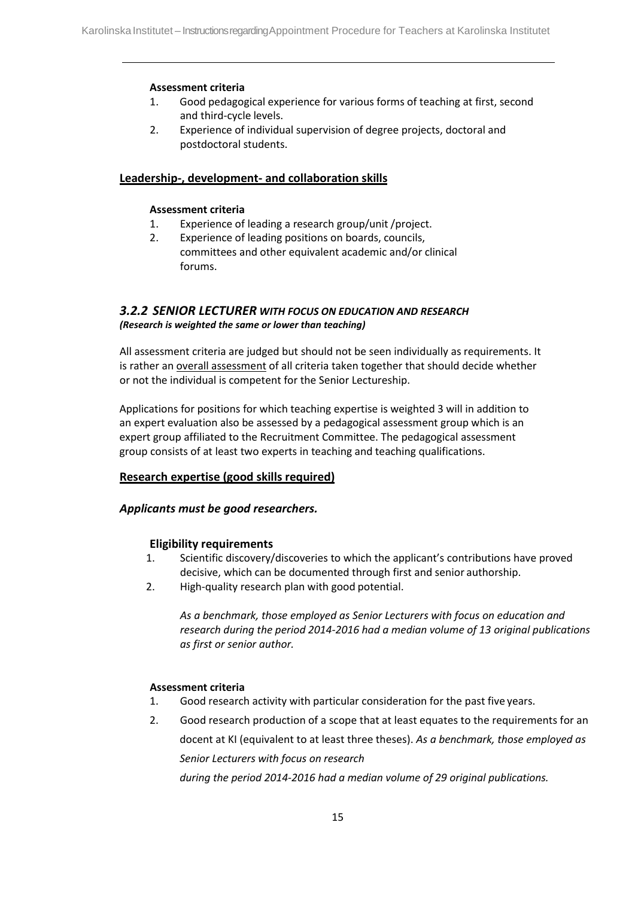**Assessment criteria**

1. Good pedagogical experience for various forms of teaching at first, second and third-cycle levels.
2. Experience of individual supervision of degree projects, doctoral and postdoctoral students.

**Leadership-, development- and collaboration skills**

**Assessment criteria**

1. Experience of leading a research group/unit /project.
2. Experience of leading positions on boards, councils, committees and other equivalent academic and/or clinical forums.

### *3.2.2 SENIOR LECTURER WITH FOCUS ON EDUCATION AND RESEARCH*

***(Research is weighted the same or lower than teaching)***

All assessment criteria are judged but should not be seen individually as requirements. It is rather an overall assessment of all criteria taken together that should decide whether or not the individual is competent for the Senior Lectureship.

Applications for positions for which teaching expertise is weighted 3 will in addition to an expert evaluation also be assessed by a pedagogical assessment group which is an expert group affiliated to the Recruitment Committee. The pedagogical assessment group consists of at least two experts in teaching and teaching qualifications.

**Research expertise (good skills required)**

***Applicants must be good researchers.***

**Eligibility requirements**

1. Scientific discovery/discoveries to which the applicant's contributions have proved decisive, which can be documented through first and senior authorship.
2. High-quality research plan with good potential.

*As a benchmark, those employed as Senior Lecturers with focus on education and research during the period 2014-2016 had a median volume of 13 original publications as first or senior author.*

**Assessment criteria**

1. Good research activity with particular consideration for the past five years.
2. Good research production of a scope that at least equates to the requirements for an docent at KI (equivalent to at least three theses). *As a benchmark, those employed as Senior Lecturers with focus on research during the period 2014-2016 had a median volume of 29 original publications.*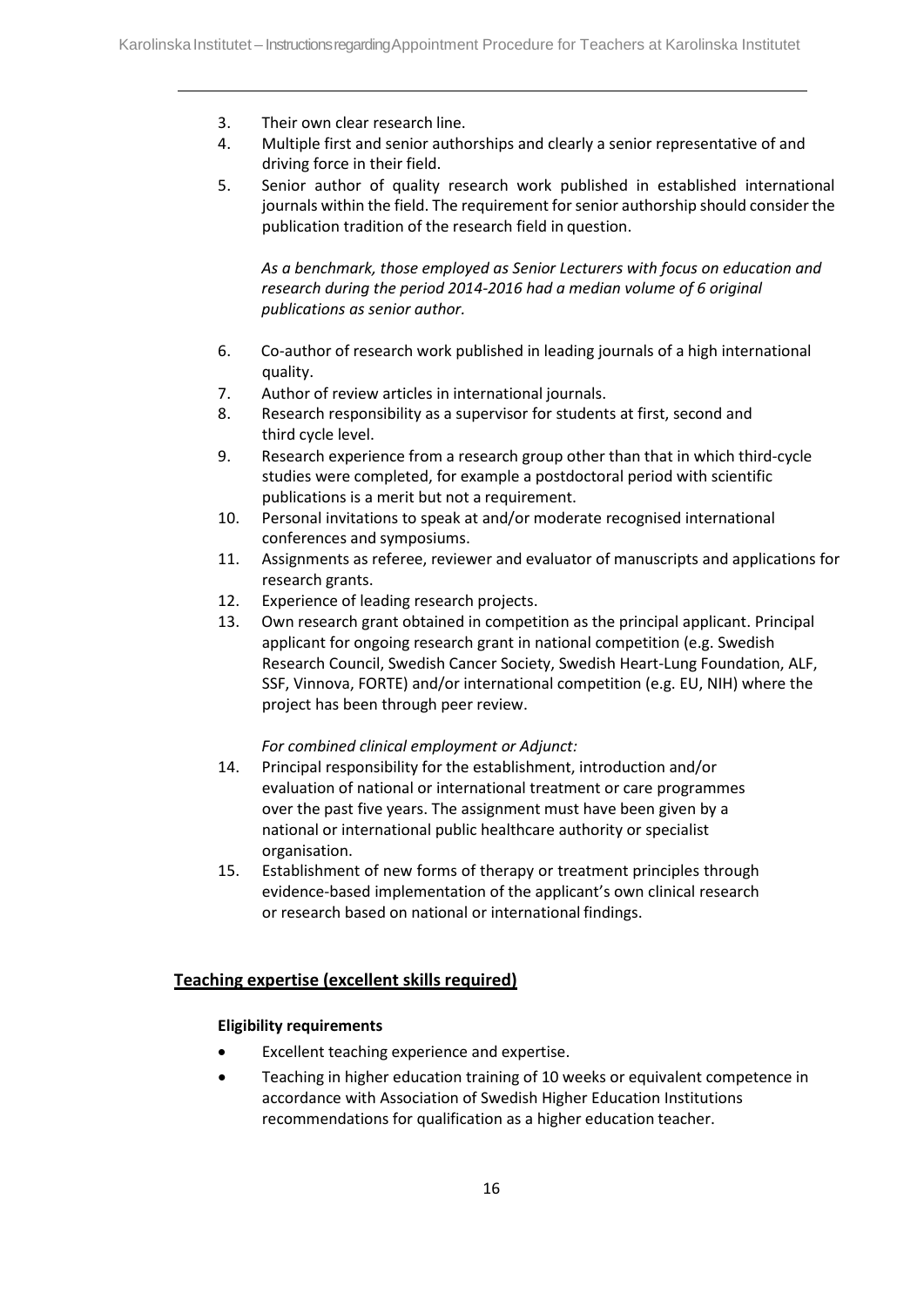3. Their own clear research line.
4. Multiple first and senior authorships and clearly a senior representative of and driving force in their field.
5. Senior author of quality research work published in established international journals within the field. The requirement for senior authorship should consider the publication tradition of the research field in question.

   *As a benchmark, those employed as Senior Lecturers with focus on education and research during the period 2014-2016 had a median volume of 6 original publications as senior author.*

6. Co-author of research work published in leading journals of a high international quality.
7. Author of review articles in international journals.
8. Research responsibility as a supervisor for students at first, second and third cycle level.
9. Research experience from a research group other than that in which third-cycle studies were completed, for example a postdoctoral period with scientific publications is a merit but not a requirement.
10. Personal invitations to speak at and/or moderate recognised international conferences and symposiums.
11. Assignments as referee, reviewer and evaluator of manuscripts and applications for research grants.
12. Experience of leading research projects.
13. Own research grant obtained in competition as the principal applicant. Principal applicant for ongoing research grant in national competition (e.g. Swedish Research Council, Swedish Cancer Society, Swedish Heart-Lung Foundation, ALF, SSF, Vinnova, FORTE) and/or international competition (e.g. EU, NIH) where the project has been through peer review.

   *For combined clinical employment or Adjunct:*

14. Principal responsibility for the establishment, introduction and/or evaluation of national or international treatment or care programmes over the past five years. The assignment must have been given by a national or international public healthcare authority or specialist organisation.
15. Establishment of new forms of therapy or treatment principles through evidence-based implementation of the applicant's own clinical research or research based on national or international findings.

## Teaching expertise (excellent skills required)

### Eligibility requirements

- Excellent teaching experience and expertise.
- Teaching in higher education training of 10 weeks or equivalent competence in accordance with Association of Swedish Higher Education Institutions recommendations for qualification as a higher education teacher.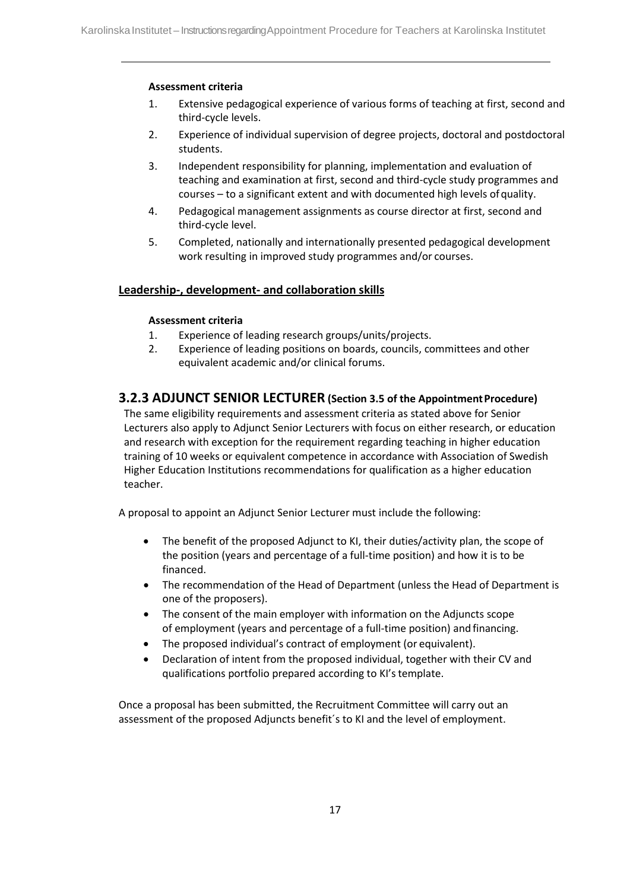#### Assessment criteria

1. Extensive pedagogical experience of various forms of teaching at first, second and third-cycle levels.
2. Experience of individual supervision of degree projects, doctoral and postdoctoral students.
3. Independent responsibility for planning, implementation and evaluation of teaching and examination at first, second and third-cycle study programmes and courses – to a significant extent and with documented high levels of quality.
4. Pedagogical management assignments as course director at first, second and third-cycle level.
5. Completed, nationally and internationally presented pedagogical development work resulting in improved study programmes and/or courses.

### Leadership-, development- and collaboration skills

#### Assessment criteria

1. Experience of leading research groups/units/projects.
2. Experience of leading positions on boards, councils, committees and other equivalent academic and/or clinical forums.

## 3.2.3 ADJUNCT SENIOR LECTURER (Section 3.5 of the Appointment Procedure)

The same eligibility requirements and assessment criteria as stated above for Senior Lecturers also apply to Adjunct Senior Lecturers with focus on either research, or education and research with exception for the requirement regarding teaching in higher education training of 10 weeks or equivalent competence in accordance with Association of Swedish Higher Education Institutions recommendations for qualification as a higher education teacher.

A proposal to appoint an Adjunct Senior Lecturer must include the following:

- The benefit of the proposed Adjunct to KI, their duties/activity plan, the scope of the position (years and percentage of a full-time position) and how it is to be financed.
- The recommendation of the Head of Department (unless the Head of Department is one of the proposers).
- The consent of the main employer with information on the Adjuncts scope of employment (years and percentage of a full-time position) and financing.
- The proposed individual's contract of employment (or equivalent).
- Declaration of intent from the proposed individual, together with their CV and qualifications portfolio prepared according to KI's template.

Once a proposal has been submitted, the Recruitment Committee will carry out an assessment of the proposed Adjuncts benefit´s to KI and the level of employment.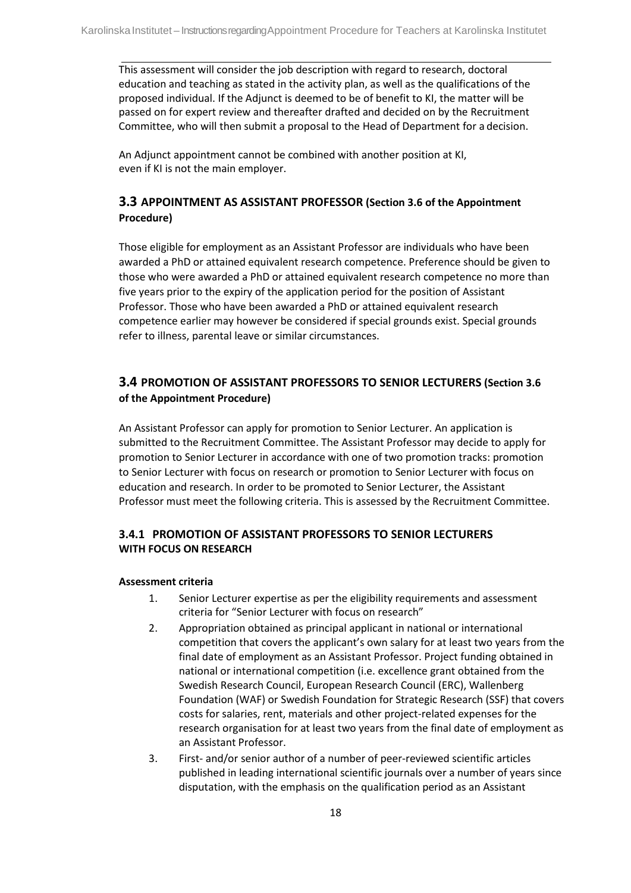This assessment will consider the job description with regard to research, doctoral education and teaching as stated in the activity plan, as well as the qualifications of the proposed individual. If the Adjunct is deemed to be of benefit to KI, the matter will be passed on for expert review and thereafter drafted and decided on by the Recruitment Committee, who will then submit a proposal to the Head of Department for a decision.

An Adjunct appointment cannot be combined with another position at KI, even if KI is not the main employer.

## 3.3 APPOINTMENT AS ASSISTANT PROFESSOR (Section 3.6 of the Appointment Procedure)

Those eligible for employment as an Assistant Professor are individuals who have been awarded a PhD or attained equivalent research competence. Preference should be given to those who were awarded a PhD or attained equivalent research competence no more than five years prior to the expiry of the application period for the position of Assistant Professor. Those who have been awarded a PhD or attained equivalent research competence earlier may however be considered if special grounds exist. Special grounds refer to illness, parental leave or similar circumstances.

## 3.4 PROMOTION OF ASSISTANT PROFESSORS TO SENIOR LECTURERS (Section 3.6 of the Appointment Procedure)

An Assistant Professor can apply for promotion to Senior Lecturer. An application is submitted to the Recruitment Committee. The Assistant Professor may decide to apply for promotion to Senior Lecturer in accordance with one of two promotion tracks: promotion to Senior Lecturer with focus on research or promotion to Senior Lecturer with focus on education and research. In order to be promoted to Senior Lecturer, the Assistant Professor must meet the following criteria. This is assessed by the Recruitment Committee.

### 3.4.1 PROMOTION OF ASSISTANT PROFESSORS TO SENIOR LECTURERS WITH FOCUS ON RESEARCH

**Assessment criteria**

1. Senior Lecturer expertise as per the eligibility requirements and assessment criteria for "Senior Lecturer with focus on research"
2. Appropriation obtained as principal applicant in national or international competition that covers the applicant's own salary for at least two years from the final date of employment as an Assistant Professor. Project funding obtained in national or international competition (i.e. excellence grant obtained from the Swedish Research Council, European Research Council (ERC), Wallenberg Foundation (WAF) or Swedish Foundation for Strategic Research (SSF) that covers costs for salaries, rent, materials and other project-related expenses for the research organisation for at least two years from the final date of employment as an Assistant Professor.
3. First- and/or senior author of a number of peer-reviewed scientific articles published in leading international scientific journals over a number of years since disputation, with the emphasis on the qualification period as an Assistant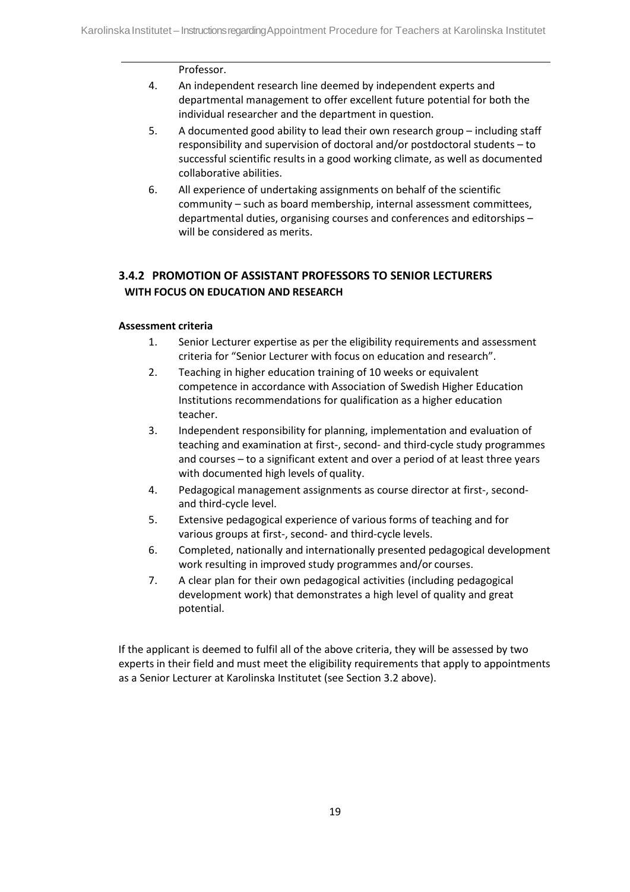Professor.

4. An independent research line deemed by independent experts and departmental management to offer excellent future potential for both the individual researcher and the department in question.
5. A documented good ability to lead their own research group – including staff responsibility and supervision of doctoral and/or postdoctoral students – to successful scientific results in a good working climate, as well as documented collaborative abilities.
6. All experience of undertaking assignments on behalf of the scientific community – such as board membership, internal assessment committees, departmental duties, organising courses and conferences and editorships – will be considered as merits.

### 3.4.2 PROMOTION OF ASSISTANT PROFESSORS TO SENIOR LECTURERS WITH FOCUS ON EDUCATION AND RESEARCH

**Assessment criteria**

1. Senior Lecturer expertise as per the eligibility requirements and assessment criteria for "Senior Lecturer with focus on education and research".
2. Teaching in higher education training of 10 weeks or equivalent competence in accordance with Association of Swedish Higher Education Institutions recommendations for qualification as a higher education teacher.
3. Independent responsibility for planning, implementation and evaluation of teaching and examination at first-, second- and third-cycle study programmes and courses – to a significant extent and over a period of at least three years with documented high levels of quality.
4. Pedagogical management assignments as course director at first-, second- and third-cycle level.
5. Extensive pedagogical experience of various forms of teaching and for various groups at first-, second- and third-cycle levels.
6. Completed, nationally and internationally presented pedagogical development work resulting in improved study programmes and/or courses.
7. A clear plan for their own pedagogical activities (including pedagogical development work) that demonstrates a high level of quality and great potential.

If the applicant is deemed to fulfil all of the above criteria, they will be assessed by two experts in their field and must meet the eligibility requirements that apply to appointments as a Senior Lecturer at Karolinska Institutet (see Section 3.2 above).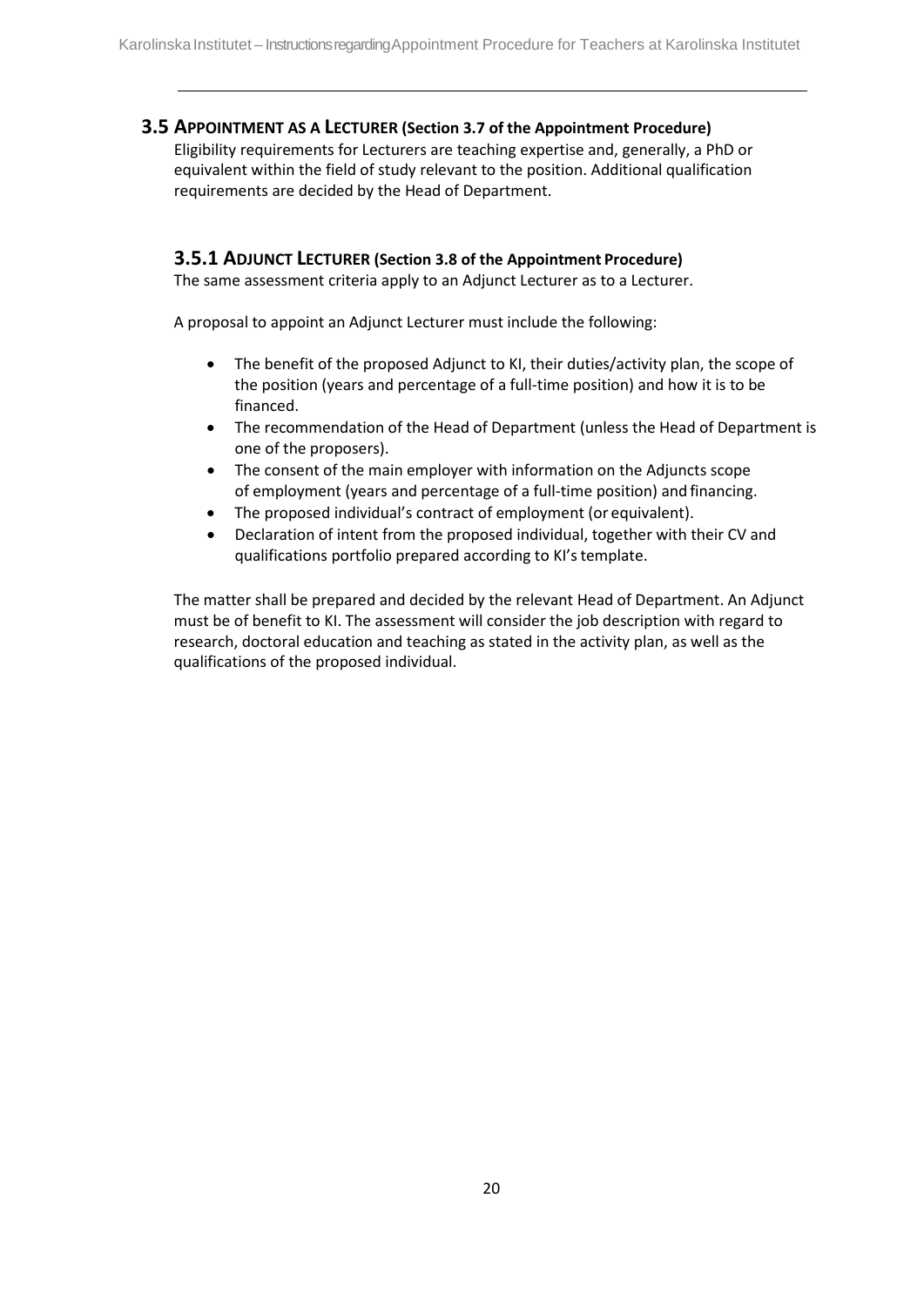## 3.5 Appointment as a Lecturer (Section 3.7 of the Appointment Procedure)

Eligibility requirements for Lecturers are teaching expertise and, generally, a PhD or equivalent within the field of study relevant to the position. Additional qualification requirements are decided by the Head of Department.

### 3.5.1 Adjunct Lecturer (Section 3.8 of the Appointment Procedure)

The same assessment criteria apply to an Adjunct Lecturer as to a Lecturer.

A proposal to appoint an Adjunct Lecturer must include the following:

- The benefit of the proposed Adjunct to KI, their duties/activity plan, the scope of the position (years and percentage of a full-time position) and how it is to be financed.
- The recommendation of the Head of Department (unless the Head of Department is one of the proposers).
- The consent of the main employer with information on the Adjuncts scope of employment (years and percentage of a full-time position) and financing.
- The proposed individual's contract of employment (or equivalent).
- Declaration of intent from the proposed individual, together with their CV and qualifications portfolio prepared according to KI's template.

The matter shall be prepared and decided by the relevant Head of Department. An Adjunct must be of benefit to KI. The assessment will consider the job description with regard to research, doctoral education and teaching as stated in the activity plan, as well as the qualifications of the proposed individual.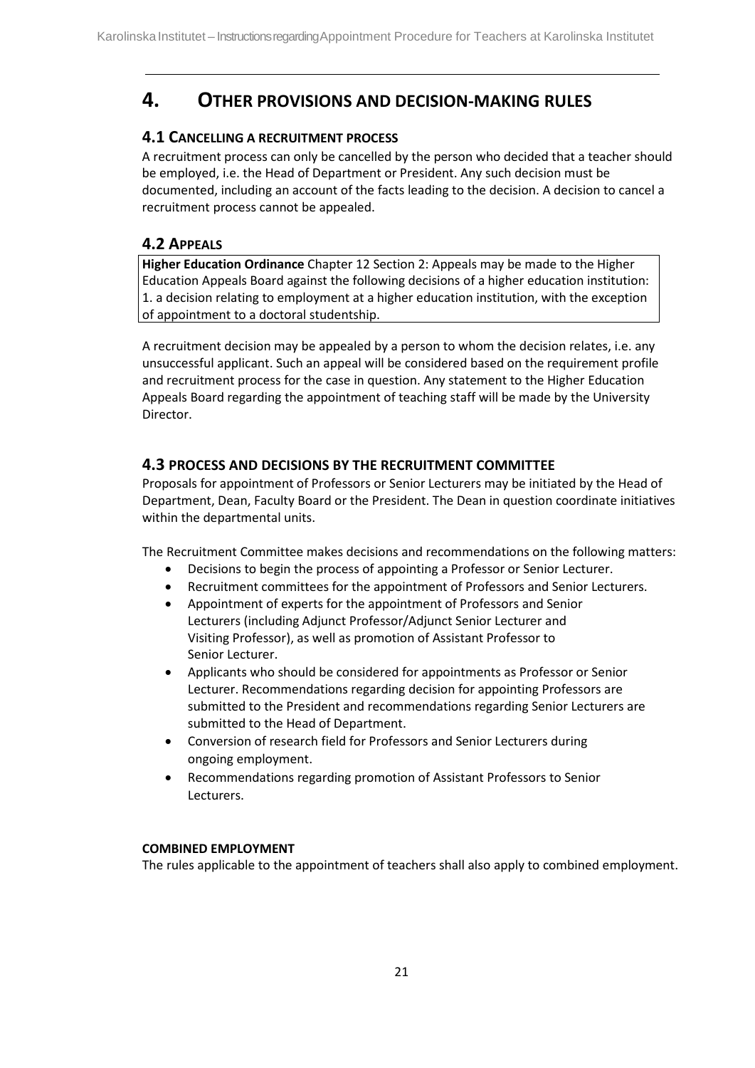# 4. Other provisions and decision-making rules

## 4.1 Cancelling a recruitment process

A recruitment process can only be cancelled by the person who decided that a teacher should be employed, i.e. the Head of Department or President. Any such decision must be documented, including an account of the facts leading to the decision. A decision to cancel a recruitment process cannot be appealed.

## 4.2 Appeals

> **Higher Education Ordinance** Chapter 12 Section 2: Appeals may be made to the Higher Education Appeals Board against the following decisions of a higher education institution:
> 1. a decision relating to employment at a higher education institution, with the exception of appointment to a doctoral studentship.

A recruitment decision may be appealed by a person to whom the decision relates, i.e. any unsuccessful applicant. Such an appeal will be considered based on the requirement profile and recruitment process for the case in question. Any statement to the Higher Education Appeals Board regarding the appointment of teaching staff will be made by the University Director.

## 4.3 Process and decisions by the recruitment committee

Proposals for appointment of Professors or Senior Lecturers may be initiated by the Head of Department, Dean, Faculty Board or the President. The Dean in question coordinate initiatives within the departmental units.

The Recruitment Committee makes decisions and recommendations on the following matters:

- Decisions to begin the process of appointing a Professor or Senior Lecturer.
- Recruitment committees for the appointment of Professors and Senior Lecturers.
- Appointment of experts for the appointment of Professors and Senior Lecturers (including Adjunct Professor/Adjunct Senior Lecturer and Visiting Professor), as well as promotion of Assistant Professor to Senior Lecturer.
- Applicants who should be considered for appointments as Professor or Senior Lecturer. Recommendations regarding decision for appointing Professors are submitted to the President and recommendations regarding Senior Lecturers are submitted to the Head of Department.
- Conversion of research field for Professors and Senior Lecturers during ongoing employment.
- Recommendations regarding promotion of Assistant Professors to Senior Lecturers.

#### Combined employment

The rules applicable to the appointment of teachers shall also apply to combined employment.